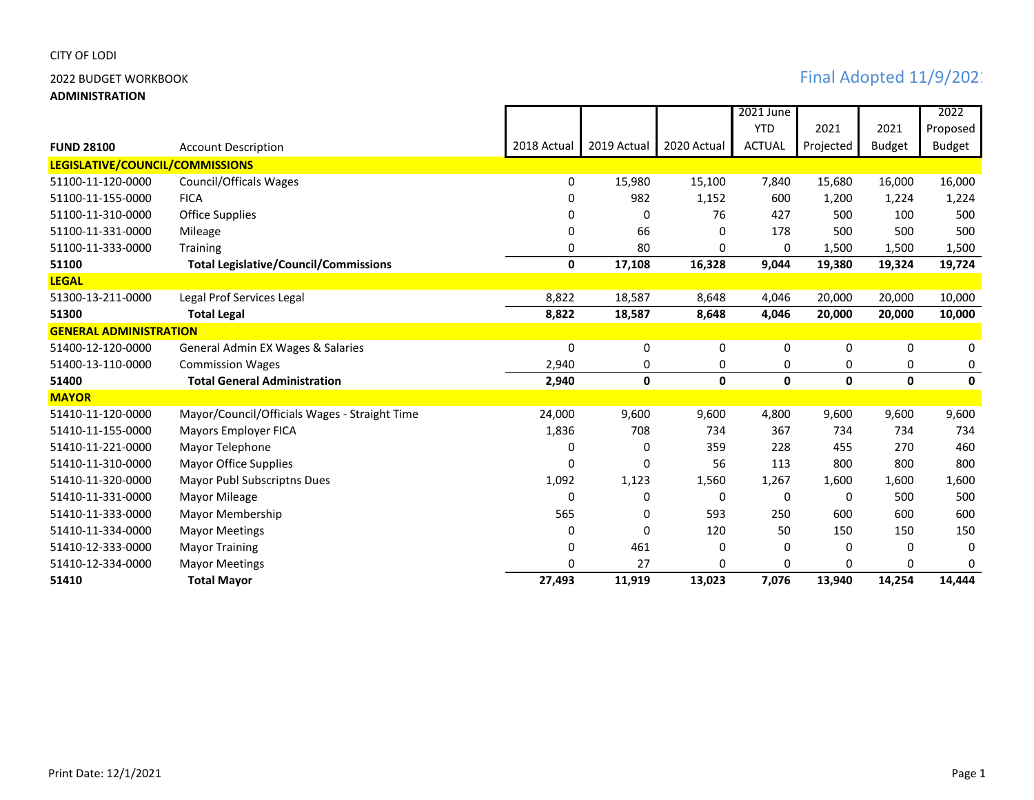CITY OF LODI

2022 BUDGET WORKBOOK

**ADMINISTRATION**

Final Adopted 11/9/2021

| FUND 28100 | Account Description | 2018 Actual | 2019 Actual | 2020 Actual | 2021 June YTD ACTUAL | 2021 Projected | 2021 Budget | 2022 Proposed Budget |
|---|---|---|---|---|---|---|---|---|
| **LEGISLATIVE/COUNCIL/COMMISSIONS** | | | | | | | | |
| 51100-11-120-0000 | Council/Officals Wages | 0 | 15,980 | 15,100 | 7,840 | 15,680 | 16,000 | 16,000 |
| 51100-11-155-0000 | FICA | 0 | 982 | 1,152 | 600 | 1,200 | 1,224 | 1,224 |
| 51100-11-310-0000 | Office Supplies | 0 | 0 | 76 | 427 | 500 | 100 | 500 |
| 51100-11-331-0000 | Mileage | 0 | 66 | 0 | 178 | 500 | 500 | 500 |
| 51100-11-333-0000 | Training | 0 | 80 | 0 | 0 | 1,500 | 1,500 | 1,500 |
| **51100** | **Total Legislative/Council/Commissions** | **0** | **17,108** | **16,328** | **9,044** | **19,380** | **19,324** | **19,724** |
| **LEGAL** | | | | | | | | |
| 51300-13-211-0000 | Legal Prof Services Legal | 8,822 | 18,587 | 8,648 | 4,046 | 20,000 | 20,000 | 10,000 |
| **51300** | **Total Legal** | **8,822** | **18,587** | **8,648** | **4,046** | **20,000** | **20,000** | **10,000** |
| **GENERAL ADMINISTRATION** | | | | | | | | |
| 51400-12-120-0000 | General Admin EX Wages & Salaries | 0 | 0 | 0 | 0 | 0 | 0 | 0 |
| 51400-13-110-0000 | Commission Wages | 2,940 | 0 | 0 | 0 | 0 | 0 | 0 |
| **51400** | **Total General Administration** | **2,940** | **0** | **0** | **0** | **0** | **0** | **0** |
| **MAYOR** | | | | | | | | |
| 51410-11-120-0000 | Mayor/Council/Officials Wages - Straight Time | 24,000 | 9,600 | 9,600 | 4,800 | 9,600 | 9,600 | 9,600 |
| 51410-11-155-0000 | Mayors Employer FICA | 1,836 | 708 | 734 | 367 | 734 | 734 | 734 |
| 51410-11-221-0000 | Mayor Telephone | 0 | 0 | 359 | 228 | 455 | 270 | 460 |
| 51410-11-310-0000 | Mayor Office Supplies | 0 | 0 | 56 | 113 | 800 | 800 | 800 |
| 51410-11-320-0000 | Mayor Publ Subscriptns Dues | 1,092 | 1,123 | 1,560 | 1,267 | 1,600 | 1,600 | 1,600 |
| 51410-11-331-0000 | Mayor Mileage | 0 | 0 | 0 | 0 | 0 | 500 | 500 |
| 51410-11-333-0000 | Mayor Membership | 565 | 0 | 593 | 250 | 600 | 600 | 600 |
| 51410-11-334-0000 | Mayor Meetings | 0 | 0 | 120 | 50 | 150 | 150 | 150 |
| 51410-12-333-0000 | Mayor Training | 0 | 461 | 0 | 0 | 0 | 0 | 0 |
| 51410-12-334-0000 | Mayor Meetings | 0 | 27 | 0 | 0 | 0 | 0 | 0 |
| **51410** | **Total Mayor** | **27,493** | **11,919** | **13,023** | **7,076** | **13,940** | **14,254** | **14,444** |

Print Date: 12/1/2021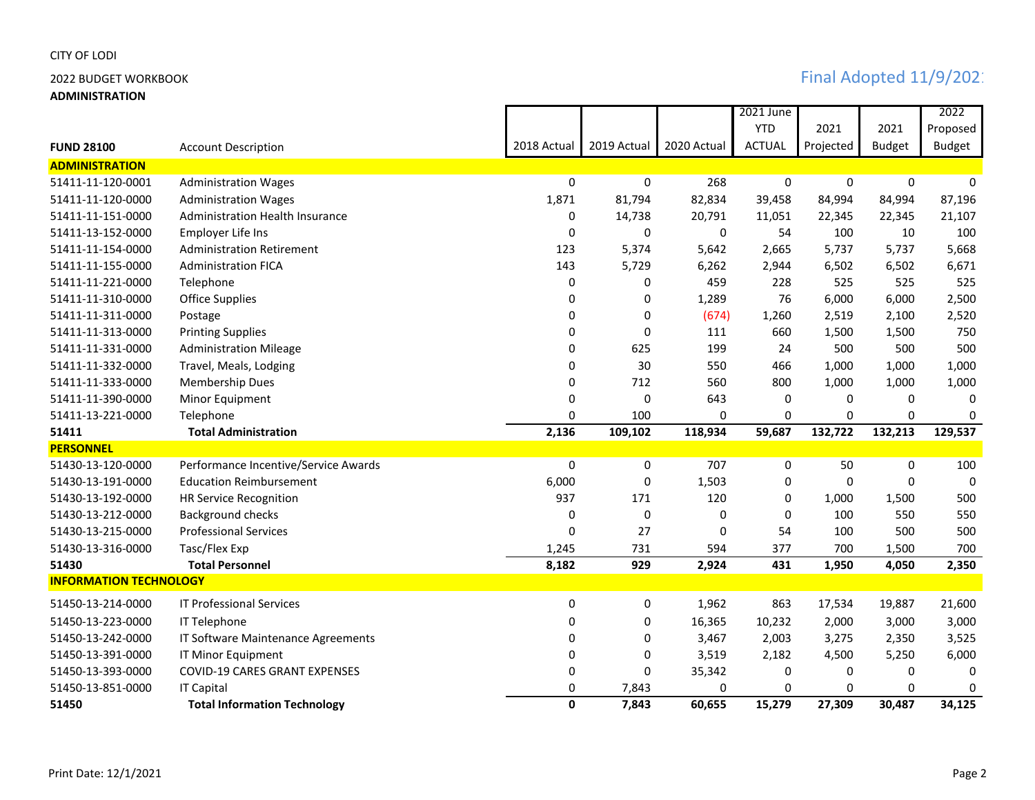CITY OF LODI

2022 BUDGET WORKBOOK

**ADMINISTRATION**

Final Adopted 11/9/2021

| FUND 28100 | Account Description | 2018 Actual | 2019 Actual | 2020 Actual | 2021 June YTD ACTUAL | 2021 Projected | 2021 Budget | 2022 Proposed Budget |
|---|---|---|---|---|---|---|---|---|
| **ADMINISTRATION** | | | | | | | | |
| 51411-11-120-0001 | Administration Wages | 0 | 0 | 268 | 0 | 0 | 0 | 0 |
| 51411-11-120-0000 | Administration Wages | 1,871 | 81,794 | 82,834 | 39,458 | 84,994 | 84,994 | 87,196 |
| 51411-11-151-0000 | Administration Health Insurance | 0 | 14,738 | 20,791 | 11,051 | 22,345 | 22,345 | 21,107 |
| 51411-13-152-0000 | Employer Life Ins | 0 | 0 | 0 | 54 | 100 | 10 | 100 |
| 51411-11-154-0000 | Administration Retirement | 123 | 5,374 | 5,642 | 2,665 | 5,737 | 5,737 | 5,668 |
| 51411-11-155-0000 | Administration FICA | 143 | 5,729 | 6,262 | 2,944 | 6,502 | 6,502 | 6,671 |
| 51411-11-221-0000 | Telephone | 0 | 0 | 459 | 228 | 525 | 525 | 525 |
| 51411-11-310-0000 | Office Supplies | 0 | 0 | 1,289 | 76 | 6,000 | 6,000 | 2,500 |
| 51411-11-311-0000 | Postage | 0 | 0 | (674) | 1,260 | 2,519 | 2,100 | 2,520 |
| 51411-11-313-0000 | Printing Supplies | 0 | 0 | 111 | 660 | 1,500 | 1,500 | 750 |
| 51411-11-331-0000 | Administration Mileage | 0 | 625 | 199 | 24 | 500 | 500 | 500 |
| 51411-11-332-0000 | Travel, Meals, Lodging | 0 | 30 | 550 | 466 | 1,000 | 1,000 | 1,000 |
| 51411-11-333-0000 | Membership Dues | 0 | 712 | 560 | 800 | 1,000 | 1,000 | 1,000 |
| 51411-11-390-0000 | Minor Equipment | 0 | 0 | 643 | 0 | 0 | 0 | 0 |
| 51411-13-221-0000 | Telephone | 0 | 100 | 0 | 0 | 0 | 0 | 0 |
| **51411** | **Total Administration** | **2,136** | **109,102** | **118,934** | **59,687** | **132,722** | **132,213** | **129,537** |
| **PERSONNEL** | | | | | | | | |
| 51430-13-120-0000 | Performance Incentive/Service Awards | 0 | 0 | 707 | 0 | 50 | 0 | 100 |
| 51430-13-191-0000 | Education Reimbursement | 6,000 | 0 | 1,503 | 0 | 0 | 0 | 0 |
| 51430-13-192-0000 | HR Service Recognition | 937 | 171 | 120 | 0 | 1,000 | 1,500 | 500 |
| 51430-13-212-0000 | Background checks | 0 | 0 | 0 | 0 | 100 | 550 | 550 |
| 51430-13-215-0000 | Professional Services | 0 | 27 | 0 | 54 | 100 | 500 | 500 |
| 51430-13-316-0000 | Tasc/Flex Exp | 1,245 | 731 | 594 | 377 | 700 | 1,500 | 700 |
| **51430** | **Total Personnel** | **8,182** | **929** | **2,924** | **431** | **1,950** | **4,050** | **2,350** |
| **INFORMATION TECHNOLOGY** | | | | | | | | |
| 51450-13-214-0000 | IT Professional Services | 0 | 0 | 1,962 | 863 | 17,534 | 19,887 | 21,600 |
| 51450-13-223-0000 | IT Telephone | 0 | 0 | 16,365 | 10,232 | 2,000 | 3,000 | 3,000 |
| 51450-13-242-0000 | IT Software Maintenance Agreements | 0 | 0 | 3,467 | 2,003 | 3,275 | 2,350 | 3,525 |
| 51450-13-391-0000 | IT Minor Equipment | 0 | 0 | 3,519 | 2,182 | 4,500 | 5,250 | 6,000 |
| 51450-13-393-0000 | COVID-19 CARES GRANT EXPENSES | 0 | 0 | 35,342 | 0 | 0 | 0 | 0 |
| 51450-13-851-0000 | IT Capital | 0 | 7,843 | 0 | 0 | 0 | 0 | 0 |
| **51450** | **Total Information Technology** | **0** | **7,843** | **60,655** | **15,279** | **27,309** | **30,487** | **34,125** |

Print Date: 12/1/2021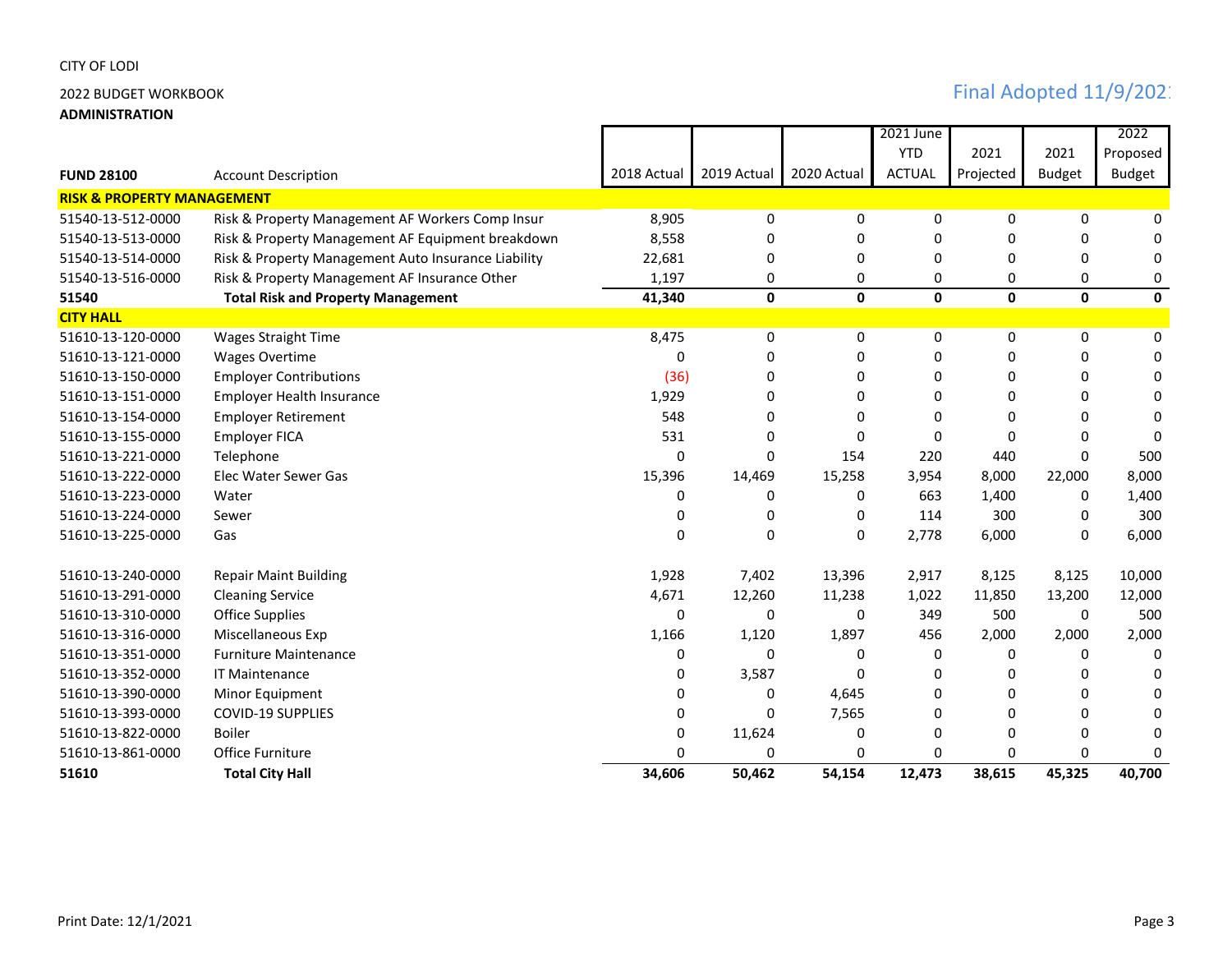CITY OF LODI

2022 BUDGET WORKBOOK

**ADMINISTRATION**

Final Adopted 11/9/2021

| FUND 28100 | Account Description | 2018 Actual | 2019 Actual | 2020 Actual | 2021 June YTD ACTUAL | 2021 Projected | 2021 Budget | 2022 Proposed Budget |
|---|---|---|---|---|---|---|---|---|
| **RISK & PROPERTY MANAGEMENT** | | | | | | | | |
| 51540-13-512-0000 | Risk & Property Management AF Workers Comp Insur | 8,905 | 0 | 0 | 0 | 0 | 0 | 0 |
| 51540-13-513-0000 | Risk & Property Management AF Equipment breakdown | 8,558 | 0 | 0 | 0 | 0 | 0 | 0 |
| 51540-13-514-0000 | Risk & Property Management Auto Insurance Liability | 22,681 | 0 | 0 | 0 | 0 | 0 | 0 |
| 51540-13-516-0000 | Risk & Property Management AF Insurance Other | 1,197 | 0 | 0 | 0 | 0 | 0 | 0 |
| **51540** | **Total Risk and Property Management** | **41,340** | **0** | **0** | **0** | **0** | **0** | **0** |
| **CITY HALL** | | | | | | | | |
| 51610-13-120-0000 | Wages Straight Time | 8,475 | 0 | 0 | 0 | 0 | 0 | 0 |
| 51610-13-121-0000 | Wages Overtime | 0 | 0 | 0 | 0 | 0 | 0 | 0 |
| 51610-13-150-0000 | Employer Contributions | (36) | 0 | 0 | 0 | 0 | 0 | 0 |
| 51610-13-151-0000 | Employer Health Insurance | 1,929 | 0 | 0 | 0 | 0 | 0 | 0 |
| 51610-13-154-0000 | Employer Retirement | 548 | 0 | 0 | 0 | 0 | 0 | 0 |
| 51610-13-155-0000 | Employer FICA | 531 | 0 | 0 | 0 | 0 | 0 | 0 |
| 51610-13-221-0000 | Telephone | 0 | 0 | 154 | 220 | 440 | 0 | 500 |
| 51610-13-222-0000 | Elec Water Sewer Gas | 15,396 | 14,469 | 15,258 | 3,954 | 8,000 | 22,000 | 8,000 |
| 51610-13-223-0000 | Water | 0 | 0 | 0 | 663 | 1,400 | 0 | 1,400 |
| 51610-13-224-0000 | Sewer | 0 | 0 | 0 | 114 | 300 | 0 | 300 |
| 51610-13-225-0000 | Gas | 0 | 0 | 0 | 2,778 | 6,000 | 0 | 6,000 |
| 51610-13-240-0000 | Repair Maint Building | 1,928 | 7,402 | 13,396 | 2,917 | 8,125 | 8,125 | 10,000 |
| 51610-13-291-0000 | Cleaning Service | 4,671 | 12,260 | 11,238 | 1,022 | 11,850 | 13,200 | 12,000 |
| 51610-13-310-0000 | Office Supplies | 0 | 0 | 0 | 349 | 500 | 0 | 500 |
| 51610-13-316-0000 | Miscellaneous Exp | 1,166 | 1,120 | 1,897 | 456 | 2,000 | 2,000 | 2,000 |
| 51610-13-351-0000 | Furniture Maintenance | 0 | 0 | 0 | 0 | 0 | 0 | 0 |
| 51610-13-352-0000 | IT Maintenance | 0 | 3,587 | 0 | 0 | 0 | 0 | 0 |
| 51610-13-390-0000 | Minor Equipment | 0 | 0 | 4,645 | 0 | 0 | 0 | 0 |
| 51610-13-393-0000 | COVID-19 SUPPLIES | 0 | 0 | 7,565 | 0 | 0 | 0 | 0 |
| 51610-13-822-0000 | Boiler | 0 | 11,624 | 0 | 0 | 0 | 0 | 0 |
| 51610-13-861-0000 | Office Furniture | 0 | 0 | 0 | 0 | 0 | 0 | 0 |
| **51610** | **Total City Hall** | **34,606** | **50,462** | **54,154** | **12,473** | **38,615** | **45,325** | **40,700** |

Print Date: 12/1/2021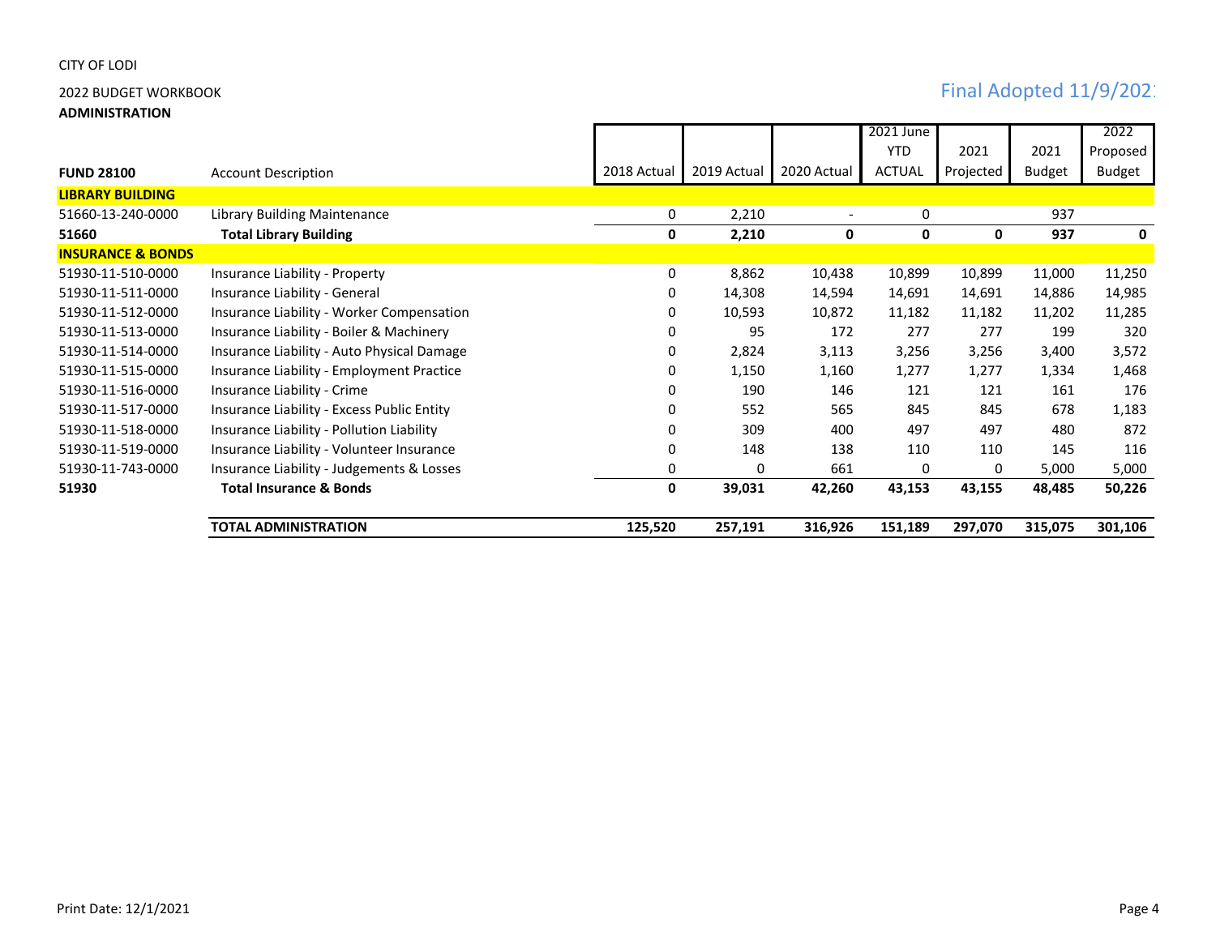CITY OF LODI

2022 BUDGET WORKBOOK

**ADMINISTRATION**

Final Adopted 11/9/2021

| FUND 28100 | Account Description | 2018 Actual | 2019 Actual | 2020 Actual | 2021 June YTD ACTUAL | 2021 Projected | 2021 Budget | 2022 Proposed Budget |
|---|---|---|---|---|---|---|---|---|
| **LIBRARY BUILDING** | | | | | | | | |
| 51660-13-240-0000 | Library Building Maintenance | 0 | 2,210 | - | 0 | | 937 | |
| **51660** | **Total Library Building** | **0** | **2,210** | **0** | **0** | **0** | **937** | **0** |
| **INSURANCE & BONDS** | | | | | | | | |
| 51930-11-510-0000 | Insurance Liability - Property | 0 | 8,862 | 10,438 | 10,899 | 10,899 | 11,000 | 11,250 |
| 51930-11-511-0000 | Insurance Liability - General | 0 | 14,308 | 14,594 | 14,691 | 14,691 | 14,886 | 14,985 |
| 51930-11-512-0000 | Insurance Liability - Worker Compensation | 0 | 10,593 | 10,872 | 11,182 | 11,182 | 11,202 | 11,285 |
| 51930-11-513-0000 | Insurance Liability - Boiler & Machinery | 0 | 95 | 172 | 277 | 277 | 199 | 320 |
| 51930-11-514-0000 | Insurance Liability - Auto Physical Damage | 0 | 2,824 | 3,113 | 3,256 | 3,256 | 3,400 | 3,572 |
| 51930-11-515-0000 | Insurance Liability - Employment Practice | 0 | 1,150 | 1,160 | 1,277 | 1,277 | 1,334 | 1,468 |
| 51930-11-516-0000 | Insurance Liability - Crime | 0 | 190 | 146 | 121 | 121 | 161 | 176 |
| 51930-11-517-0000 | Insurance Liability - Excess Public Entity | 0 | 552 | 565 | 845 | 845 | 678 | 1,183 |
| 51930-11-518-0000 | Insurance Liability - Pollution Liability | 0 | 309 | 400 | 497 | 497 | 480 | 872 |
| 51930-11-519-0000 | Insurance Liability - Volunteer Insurance | 0 | 148 | 138 | 110 | 110 | 145 | 116 |
| 51930-11-743-0000 | Insurance Liability - Judgements & Losses | 0 | 0 | 661 | 0 | 0 | 5,000 | 5,000 |
| **51930** | **Total Insurance & Bonds** | **0** | **39,031** | **42,260** | **43,153** | **43,155** | **48,485** | **50,226** |
| | **TOTAL ADMINISTRATION** | **125,520** | **257,191** | **316,926** | **151,189** | **297,070** | **315,075** | **301,106** |

Print Date: 12/1/2021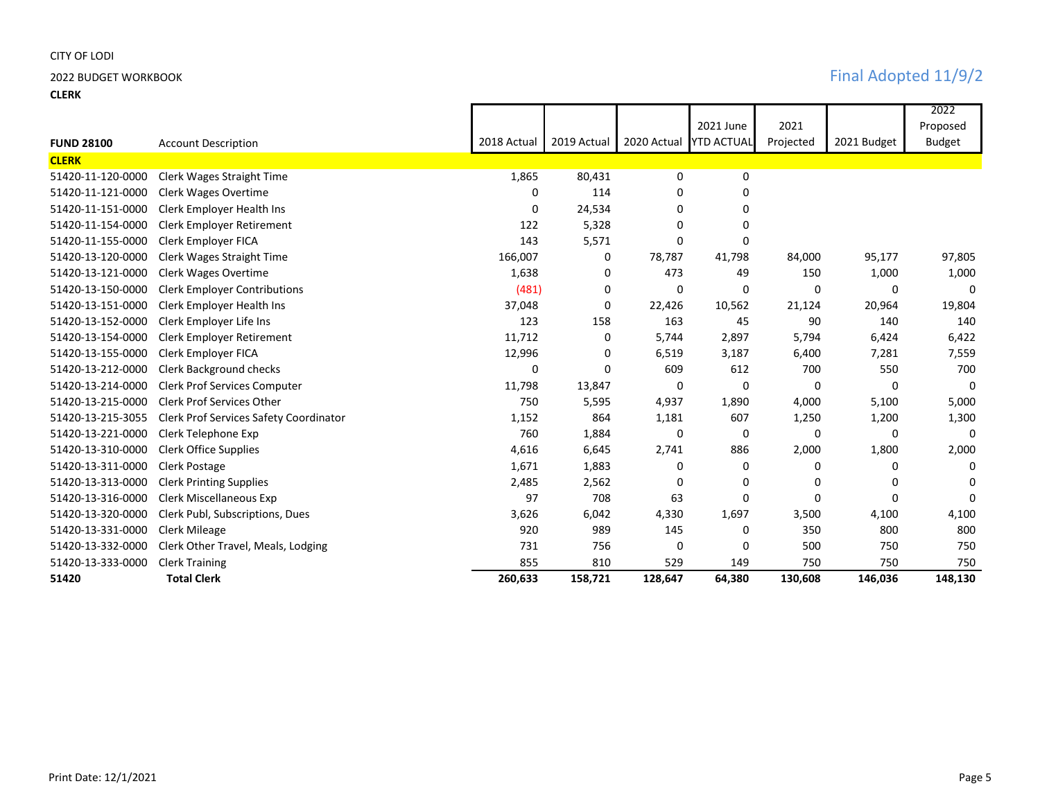CITY OF LODI

2022 BUDGET WORKBOOK

**CLERK**

Final Adopted 11/9/2

| **FUND 28100** | Account Description | 2018 Actual | 2019 Actual | 2020 Actual | 2021 June YTD ACTUAL | 2021 Projected | 2021 Budget | 2022 Proposed Budget |
|---|---|---|---|---|---|---|---|---|
| **CLERK** | | | | | | | | |
| 51420-11-120-0000 | Clerk Wages Straight Time | 1,865 | 80,431 | 0 | 0 | | | |
| 51420-11-121-0000 | Clerk Wages Overtime | 0 | 114 | 0 | 0 | | | |
| 51420-11-151-0000 | Clerk Employer Health Ins | 0 | 24,534 | 0 | 0 | | | |
| 51420-11-154-0000 | Clerk Employer Retirement | 122 | 5,328 | 0 | 0 | | | |
| 51420-11-155-0000 | Clerk Employer FICA | 143 | 5,571 | 0 | 0 | | | |
| 51420-13-120-0000 | Clerk Wages Straight Time | 166,007 | 0 | 78,787 | 41,798 | 84,000 | 95,177 | 97,805 |
| 51420-13-121-0000 | Clerk Wages Overtime | 1,638 | 0 | 473 | 49 | 150 | 1,000 | 1,000 |
| 51420-13-150-0000 | Clerk Employer Contributions | (481) | 0 | 0 | 0 | 0 | 0 | 0 |
| 51420-13-151-0000 | Clerk Employer Health Ins | 37,048 | 0 | 22,426 | 10,562 | 21,124 | 20,964 | 19,804 |
| 51420-13-152-0000 | Clerk Employer Life Ins | 123 | 158 | 163 | 45 | 90 | 140 | 140 |
| 51420-13-154-0000 | Clerk Employer Retirement | 11,712 | 0 | 5,744 | 2,897 | 5,794 | 6,424 | 6,422 |
| 51420-13-155-0000 | Clerk Employer FICA | 12,996 | 0 | 6,519 | 3,187 | 6,400 | 7,281 | 7,559 |
| 51420-13-212-0000 | Clerk Background checks | 0 | 0 | 609 | 612 | 700 | 550 | 700 |
| 51420-13-214-0000 | Clerk Prof Services Computer | 11,798 | 13,847 | 0 | 0 | 0 | 0 | 0 |
| 51420-13-215-0000 | Clerk Prof Services Other | 750 | 5,595 | 4,937 | 1,890 | 4,000 | 5,100 | 5,000 |
| 51420-13-215-3055 | Clerk Prof Services Safety Coordinator | 1,152 | 864 | 1,181 | 607 | 1,250 | 1,200 | 1,300 |
| 51420-13-221-0000 | Clerk Telephone Exp | 760 | 1,884 | 0 | 0 | 0 | 0 | 0 |
| 51420-13-310-0000 | Clerk Office Supplies | 4,616 | 6,645 | 2,741 | 886 | 2,000 | 1,800 | 2,000 |
| 51420-13-311-0000 | Clerk Postage | 1,671 | 1,883 | 0 | 0 | 0 | 0 | 0 |
| 51420-13-313-0000 | Clerk Printing Supplies | 2,485 | 2,562 | 0 | 0 | 0 | 0 | 0 |
| 51420-13-316-0000 | Clerk Miscellaneous Exp | 97 | 708 | 63 | 0 | 0 | 0 | 0 |
| 51420-13-320-0000 | Clerk Publ, Subscriptions, Dues | 3,626 | 6,042 | 4,330 | 1,697 | 3,500 | 4,100 | 4,100 |
| 51420-13-331-0000 | Clerk Mileage | 920 | 989 | 145 | 0 | 350 | 800 | 800 |
| 51420-13-332-0000 | Clerk Other Travel, Meals, Lodging | 731 | 756 | 0 | 0 | 500 | 750 | 750 |
| 51420-13-333-0000 | Clerk Training | 855 | 810 | 529 | 149 | 750 | 750 | 750 |
| **51420** | **Total Clerk** | **260,633** | **158,721** | **128,647** | **64,380** | **130,608** | **146,036** | **148,130** |

Print Date: 12/1/2021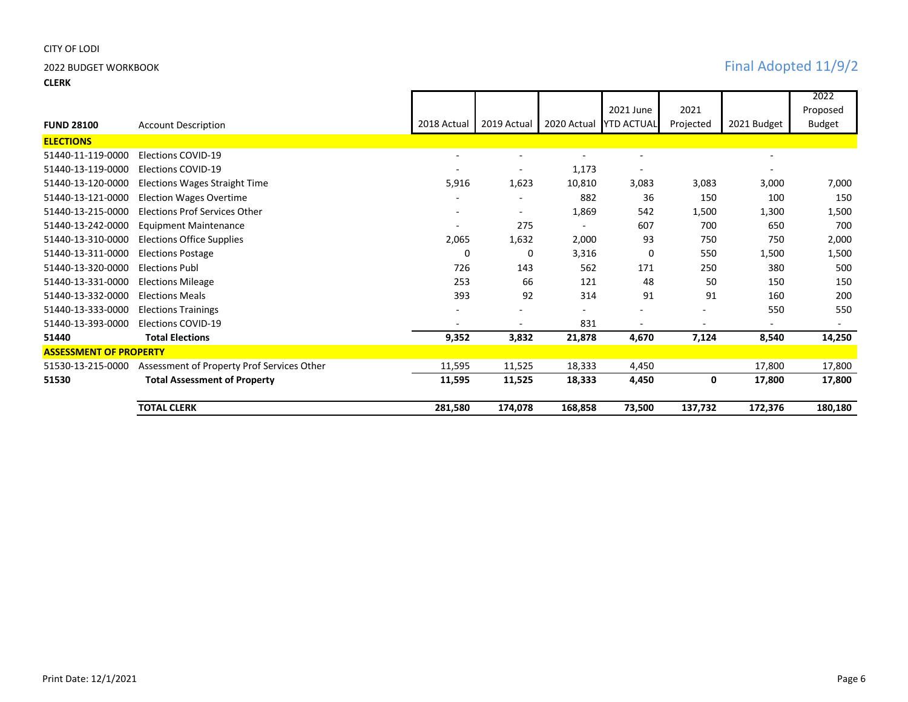CITY OF LODI

2022 BUDGET WORKBOOK

**CLERK**

Final Adopted 11/9/2

| FUND 28100 | Account Description | 2018 Actual | 2019 Actual | 2020 Actual | 2021 June YTD ACTUAL | 2021 Projected | 2021 Budget | 2022 Proposed Budget |
|---|---|---|---|---|---|---|---|---|
| **ELECTIONS** | | | | | | | | |
| 51440-11-119-0000 | Elections COVID-19 | - | - | - | - | | - | |
| 51440-13-119-0000 | Elections COVID-19 | - | - | 1,173 | - | | - | |
| 51440-13-120-0000 | Elections Wages Straight Time | 5,916 | 1,623 | 10,810 | 3,083 | 3,083 | 3,000 | 7,000 |
| 51440-13-121-0000 | Election Wages Overtime | - | - | 882 | 36 | 150 | 100 | 150 |
| 51440-13-215-0000 | Elections Prof Services Other | - | - | 1,869 | 542 | 1,500 | 1,300 | 1,500 |
| 51440-13-242-0000 | Equipment Maintenance | - | 275 | - | 607 | 700 | 650 | 700 |
| 51440-13-310-0000 | Elections Office Supplies | 2,065 | 1,632 | 2,000 | 93 | 750 | 750 | 2,000 |
| 51440-13-311-0000 | Elections Postage | 0 | 0 | 3,316 | 0 | 550 | 1,500 | 1,500 |
| 51440-13-320-0000 | Elections Publ | 726 | 143 | 562 | 171 | 250 | 380 | 500 |
| 51440-13-331-0000 | Elections Mileage | 253 | 66 | 121 | 48 | 50 | 150 | 150 |
| 51440-13-332-0000 | Elections Meals | 393 | 92 | 314 | 91 | 91 | 160 | 200 |
| 51440-13-333-0000 | Elections Trainings | - | - | - | - | - | 550 | 550 |
| 51440-13-393-0000 | Elections COVID-19 | - | - | 831 | - | - | - | - |
| **51440** | **Total Elections** | **9,352** | **3,832** | **21,878** | **4,670** | **7,124** | **8,540** | **14,250** |
| **ASSESSMENT OF PROPERTY** | | | | | | | | |
| 51530-13-215-0000 | Assessment of Property Prof Services Other | 11,595 | 11,525 | 18,333 | 4,450 | | 17,800 | 17,800 |
| **51530** | **Total Assessment of Property** | **11,595** | **11,525** | **18,333** | **4,450** | **0** | **17,800** | **17,800** |
| | **TOTAL CLERK** | **281,580** | **174,078** | **168,858** | **73,500** | **137,732** | **172,376** | **180,180** |

Print Date: 12/1/2021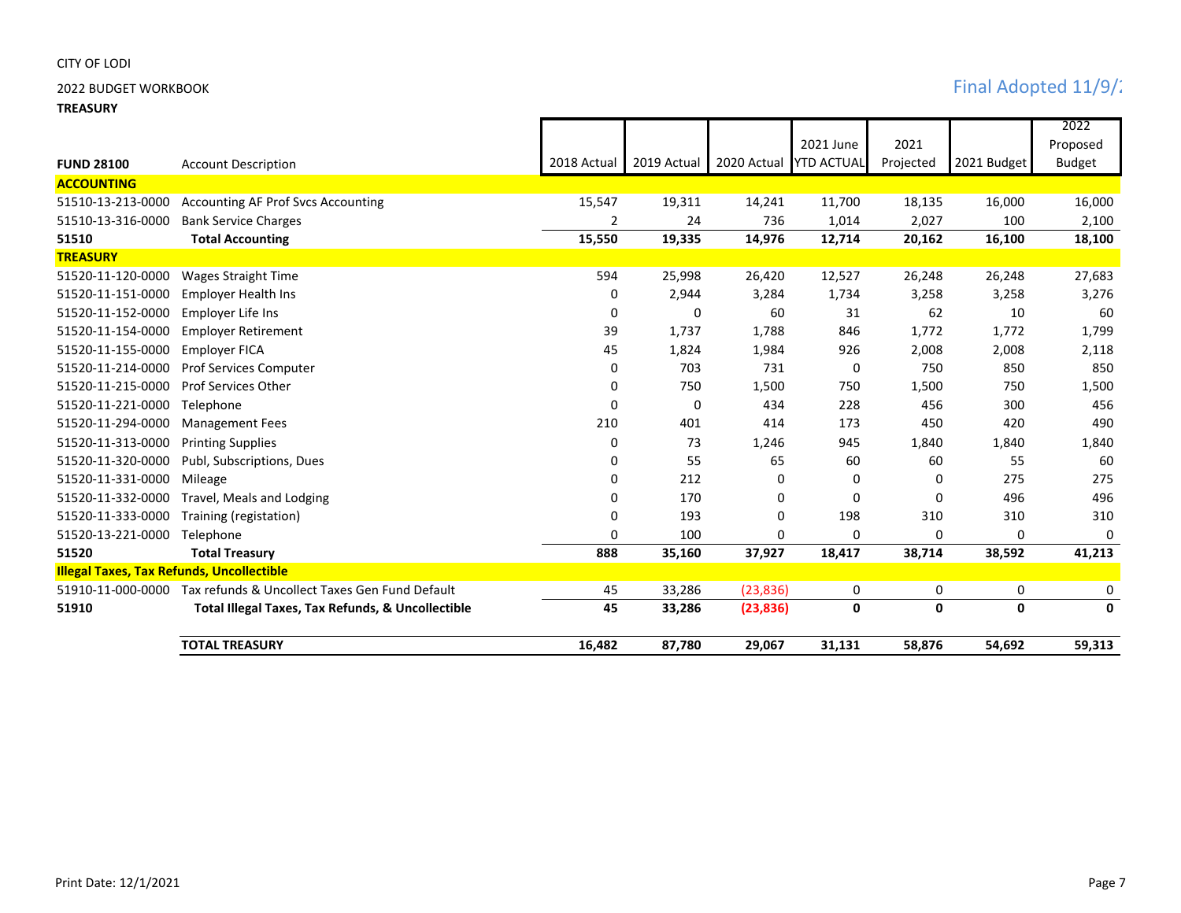CITY OF LODI

2022 BUDGET WORKBOOK

Final Adopted 11/9/2

**TREASURY**

| FUND 28100 | Account Description | 2018 Actual | 2019 Actual | 2020 Actual | 2021 June YTD ACTUAL | 2021 Projected | 2021 Budget | 2022 Proposed Budget |
|---|---|---|---|---|---|---|---|---|
| **ACCOUNTING** | | | | | | | | |
| 51510-13-213-0000 | Accounting AF Prof Svcs Accounting | 15,547 | 19,311 | 14,241 | 11,700 | 18,135 | 16,000 | 16,000 |
| 51510-13-316-0000 | Bank Service Charges | 2 | 24 | 736 | 1,014 | 2,027 | 100 | 2,100 |
| **51510** | **Total Accounting** | **15,550** | **19,335** | **14,976** | **12,714** | **20,162** | **16,100** | **18,100** |
| **TREASURY** | | | | | | | | |
| 51520-11-120-0000 | Wages Straight Time | 594 | 25,998 | 26,420 | 12,527 | 26,248 | 26,248 | 27,683 |
| 51520-11-151-0000 | Employer Health Ins | 0 | 2,944 | 3,284 | 1,734 | 3,258 | 3,258 | 3,276 |
| 51520-11-152-0000 | Employer Life Ins | 0 | 0 | 60 | 31 | 62 | 10 | 60 |
| 51520-11-154-0000 | Employer Retirement | 39 | 1,737 | 1,788 | 846 | 1,772 | 1,772 | 1,799 |
| 51520-11-155-0000 | Employer FICA | 45 | 1,824 | 1,984 | 926 | 2,008 | 2,008 | 2,118 |
| 51520-11-214-0000 | Prof Services Computer | 0 | 703 | 731 | 0 | 750 | 850 | 850 |
| 51520-11-215-0000 | Prof Services Other | 0 | 750 | 1,500 | 750 | 1,500 | 750 | 1,500 |
| 51520-11-221-0000 | Telephone | 0 | 0 | 434 | 228 | 456 | 300 | 456 |
| 51520-11-294-0000 | Management Fees | 210 | 401 | 414 | 173 | 450 | 420 | 490 |
| 51520-11-313-0000 | Printing Supplies | 0 | 73 | 1,246 | 945 | 1,840 | 1,840 | 1,840 |
| 51520-11-320-0000 | Publ, Subscriptions, Dues | 0 | 55 | 65 | 60 | 60 | 55 | 60 |
| 51520-11-331-0000 | Mileage | 0 | 212 | 0 | 0 | 0 | 275 | 275 |
| 51520-11-332-0000 | Travel, Meals and Lodging | 0 | 170 | 0 | 0 | 0 | 496 | 496 |
| 51520-11-333-0000 | Training (registation) | 0 | 193 | 0 | 198 | 310 | 310 | 310 |
| 51520-13-221-0000 | Telephone | 0 | 100 | 0 | 0 | 0 | 0 | 0 |
| **51520** | **Total Treasury** | **888** | **35,160** | **37,927** | **18,417** | **38,714** | **38,592** | **41,213** |
| **Illegal Taxes, Tax Refunds, Uncollectible** | | | | | | | | |
| 51910-11-000-0000 | Tax refunds & Uncollect Taxes Gen Fund Default | 45 | 33,286 | (23,836) | 0 | 0 | 0 | 0 |
| **51910** | **Total Illegal Taxes, Tax Refunds, & Uncollectible** | **45** | **33,286** | **(23,836)** | **0** | **0** | **0** | **0** |
| | **TOTAL TREASURY** | **16,482** | **87,780** | **29,067** | **31,131** | **58,876** | **54,692** | **59,313** |

Print Date: 12/1/2021